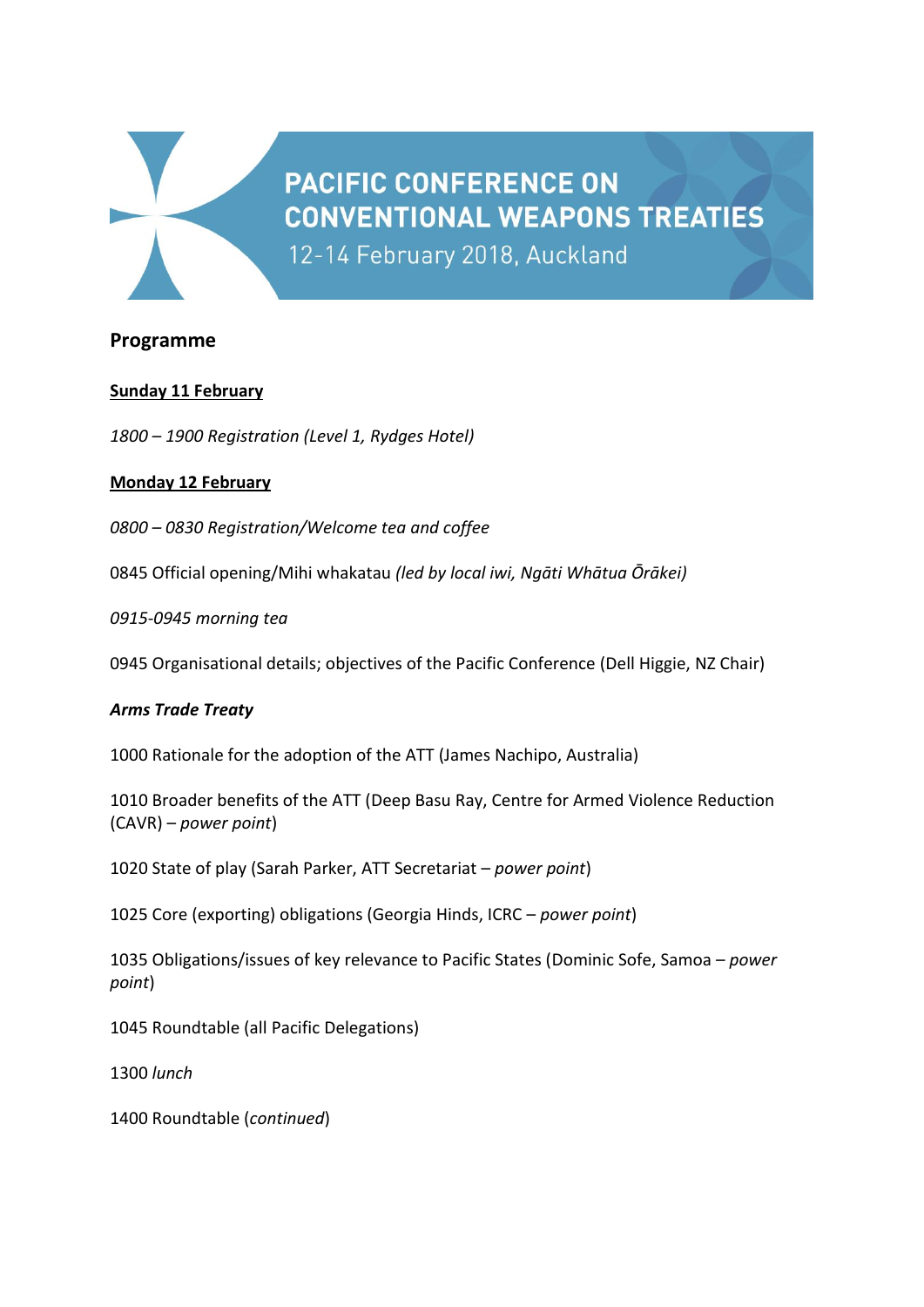# PACIFIC CONFERENCE ON CONVENTIONAL WEAPONS TREATIES

12-14 February 2018, Auckland

## Programme

**Sunday 11 February**

*1800 – 1900 Registration (Level 1, Rydges Hotel)*

**Monday 12 February**

*0800 – 0830 Registration/Welcome tea and coffee*

0845 Official opening/Mihi whakatau *(led by local iwi, Ngāti Whātua Ōrākei)*

*0915-0945 morning tea*

0945 Organisational details; objectives of the Pacific Conference (Dell Higgie, NZ Chair)

***Arms Trade Treaty***

1000 Rationale for the adoption of the ATT (James Nachipo, Australia)

1010 Broader benefits of the ATT (Deep Basu Ray, Centre for Armed Violence Reduction (CAVR) – *power point*)

1020 State of play (Sarah Parker, ATT Secretariat – *power point*)

1025 Core (exporting) obligations (Georgia Hinds, ICRC – *power point*)

1035 Obligations/issues of key relevance to Pacific States (Dominic Sofe, Samoa – *power point*)

1045 Roundtable (all Pacific Delegations)

1300 *lunch*

1400 Roundtable (*continued*)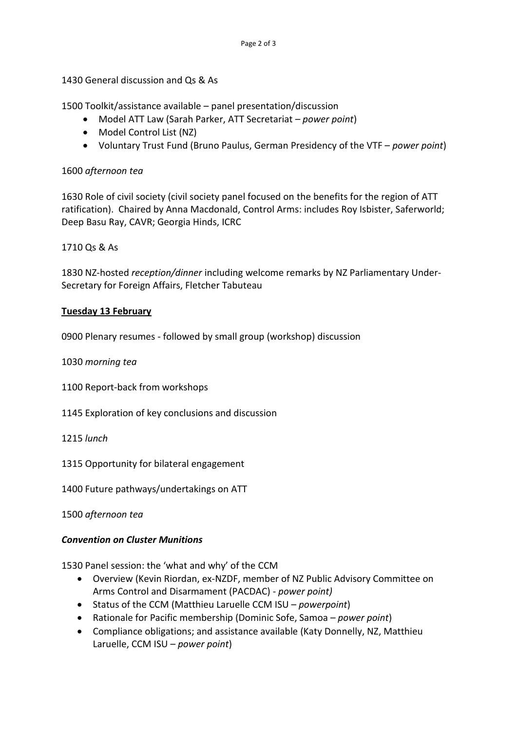1430 General discussion and Qs & As

1500 Toolkit/assistance available – panel presentation/discussion

- Model ATT Law (Sarah Parker, ATT Secretariat – *power point*)
- Model Control List (NZ)
- Voluntary Trust Fund (Bruno Paulus, German Presidency of the VTF – *power point*)

1600 *afternoon tea*

1630 Role of civil society (civil society panel focused on the benefits for the region of ATT ratification). Chaired by Anna Macdonald, Control Arms: includes Roy Isbister, Saferworld; Deep Basu Ray, CAVR; Georgia Hinds, ICRC

1710 Qs & As

1830 NZ-hosted *reception/dinner* including welcome remarks by NZ Parliamentary Under-Secretary for Foreign Affairs, Fletcher Tabuteau

**<u>Tuesday 13 February</u>**

0900 Plenary resumes - followed by small group (workshop) discussion

1030 *morning tea*

1100 Report-back from workshops

1145 Exploration of key conclusions and discussion

1215 *lunch*

1315 Opportunity for bilateral engagement

1400 Future pathways/undertakings on ATT

1500 *afternoon tea*

***Convention on Cluster Munitions***

1530 Panel session: the 'what and why' of the CCM

- Overview (Kevin Riordan, ex-NZDF, member of NZ Public Advisory Committee on Arms Control and Disarmament (PACDAC) - *power point)*
- Status of the CCM (Matthieu Laruelle CCM ISU – *powerpoint*)
- Rationale for Pacific membership (Dominic Sofe, Samoa – *power point*)
- Compliance obligations; and assistance available (Katy Donnelly, NZ, Matthieu Laruelle, CCM ISU – *power point*)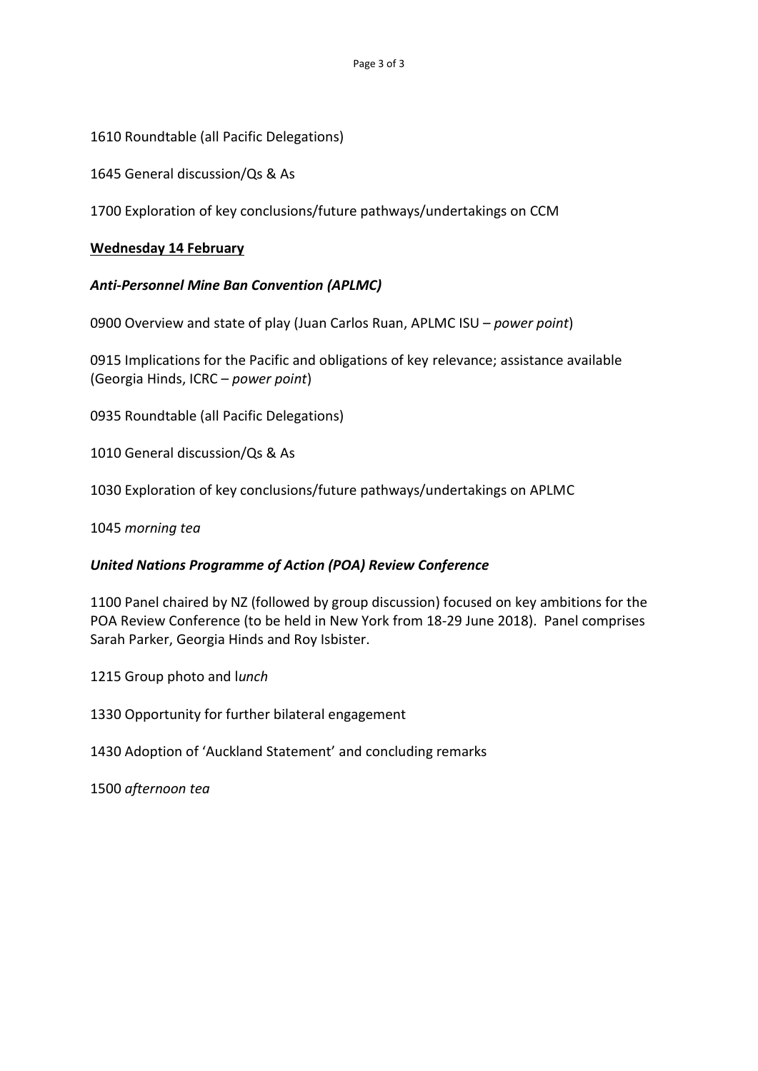1610 Roundtable (all Pacific Delegations)

1645 General discussion/Qs & As

1700 Exploration of key conclusions/future pathways/undertakings on CCM

**Wednesday 14 February**

***Anti-Personnel Mine Ban Convention (APLMC)***

0900 Overview and state of play (Juan Carlos Ruan, APLMC ISU – *power point*)

0915 Implications for the Pacific and obligations of key relevance; assistance available (Georgia Hinds, ICRC – *power point*)

0935 Roundtable (all Pacific Delegations)

1010 General discussion/Qs & As

1030 Exploration of key conclusions/future pathways/undertakings on APLMC

1045 *morning tea*

***United Nations Programme of Action (POA) Review Conference***

1100 Panel chaired by NZ (followed by group discussion) focused on key ambitions for the POA Review Conference (to be held in New York from 18-29 June 2018). Panel comprises Sarah Parker, Georgia Hinds and Roy Isbister.

1215 Group photo and l*unch*

1330 Opportunity for further bilateral engagement

1430 Adoption of 'Auckland Statement' and concluding remarks

1500 *afternoon tea*